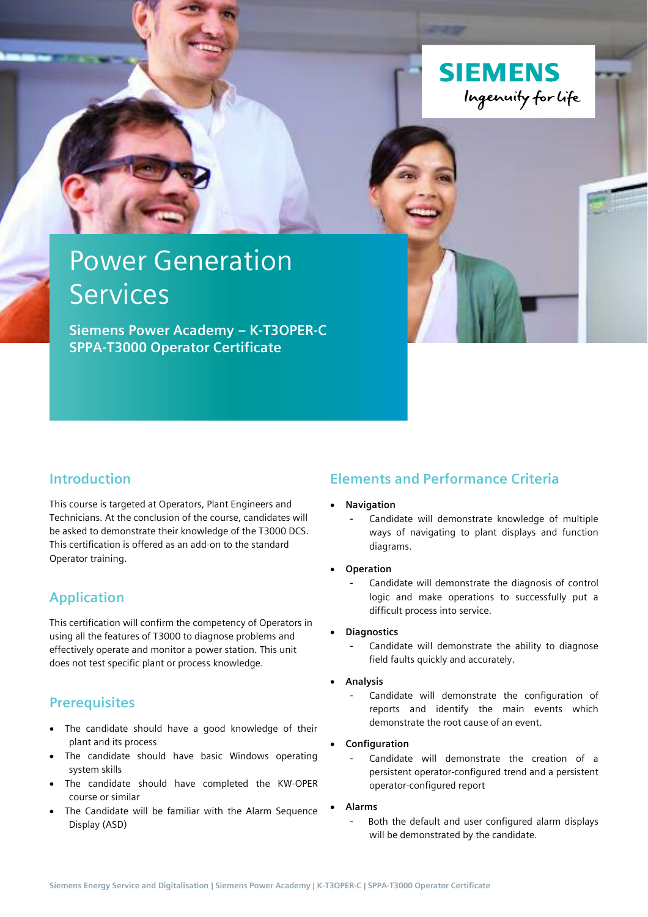SIEMENS

Ingenuity for life

# Power Generation Services

**Siemens Power Academy – K-T3OPER-C**
**SPPA-T3000 Operator Certificate**

## Introduction

This course is targeted at Operators, Plant Engineers and Technicians. At the conclusion of the course, candidates will be asked to demonstrate their knowledge of the T3000 DCS. This certification is offered as an add-on to the standard Operator training.

## Application

This certification will confirm the competency of Operators in using all the features of T3000 to diagnose problems and effectively operate and monitor a power station. This unit does not test specific plant or process knowledge.

## Prerequisites

- The candidate should have a good knowledge of their plant and its process
- The candidate should have basic Windows operating system skills
- The candidate should have completed the KW-OPER course or similar
- The Candidate will be familiar with the Alarm Sequence Display (ASD)

## Elements and Performance Criteria

- **Navigation**
  - Candidate will demonstrate knowledge of multiple ways of navigating to plant displays and function diagrams.
- **Operation**
  - Candidate will demonstrate the diagnosis of control logic and make operations to successfully put a difficult process into service.
- **Diagnostics**
  - Candidate will demonstrate the ability to diagnose field faults quickly and accurately.
- **Analysis**
  - Candidate will demonstrate the configuration of reports and identify the main events which demonstrate the root cause of an event.
- **Configuration**
  - Candidate will demonstrate the creation of a persistent operator-configured trend and a persistent operator-configured report
- **Alarms**
  - Both the default and user configured alarm displays will be demonstrated by the candidate.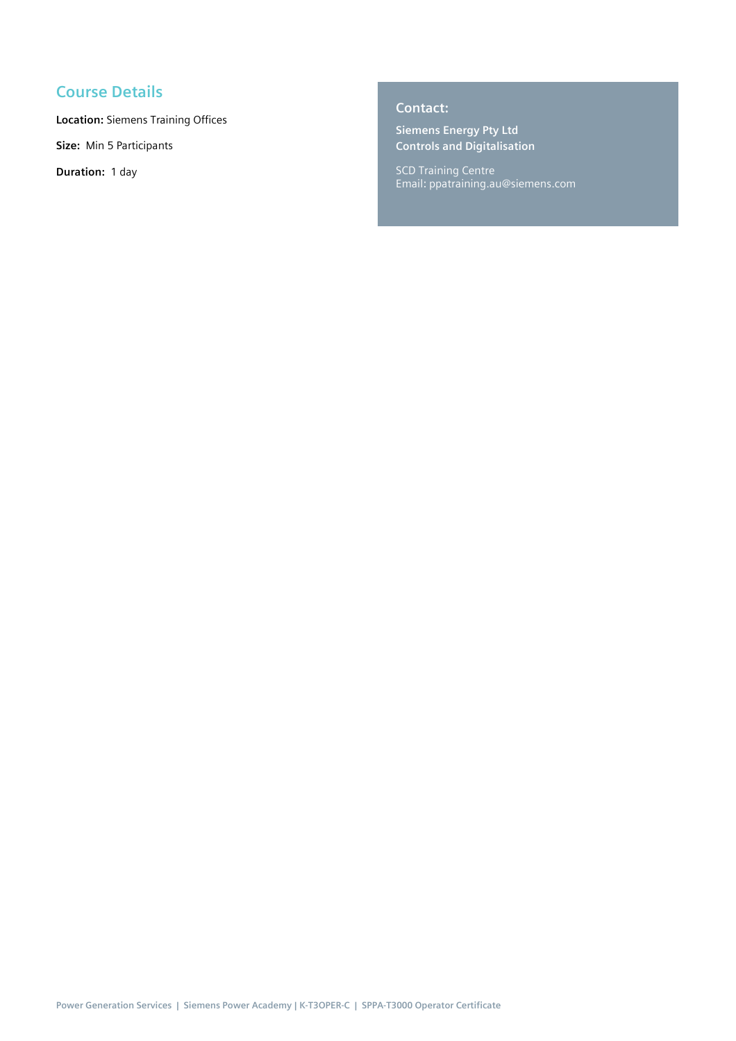## Course Details

**Location:** Siemens Training Offices

**Size:** Min 5 Participants

**Duration:** 1 day

### Contact:

**Siemens Energy Pty Ltd**
**Controls and Digitalisation**

SCD Training Centre
Email: ppatraining.au@siemens.com